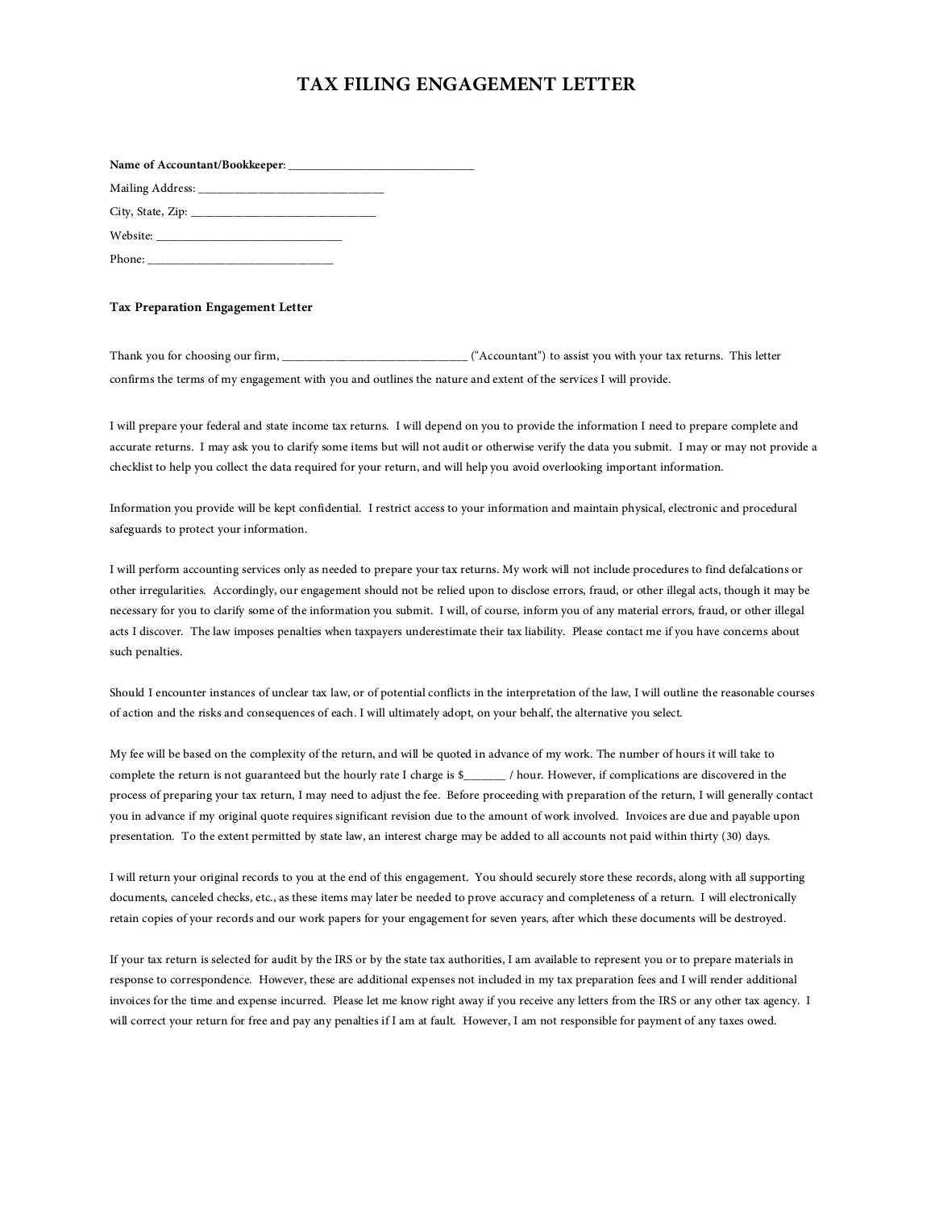# TAX FILING ENGAGEMENT LETTER

**Name of Accountant/Bookkeeper**: ______________________________

Mailing Address: ______________________________

City, State, Zip: ______________________________

Website: ______________________________

Phone: ______________________________

**Tax Preparation Engagement Letter**

Thank you for choosing our firm, ______________________________ ("Accountant") to assist you with your tax returns. This letter confirms the terms of my engagement with you and outlines the nature and extent of the services I will provide.

I will prepare your federal and state income tax returns. I will depend on you to provide the information I need to prepare complete and accurate returns. I may ask you to clarify some items but will not audit or otherwise verify the data you submit. I may or may not provide a checklist to help you collect the data required for your return, and will help you avoid overlooking important information.

Information you provide will be kept confidential. I restrict access to your information and maintain physical, electronic and procedural safeguards to protect your information.

I will perform accounting services only as needed to prepare your tax returns. My work will not include procedures to find defalcations or other irregularities. Accordingly, our engagement should not be relied upon to disclose errors, fraud, or other illegal acts, though it may be necessary for you to clarify some of the information you submit. I will, of course, inform you of any material errors, fraud, or other illegal acts I discover. The law imposes penalties when taxpayers underestimate their tax liability. Please contact me if you have concerns about such penalties.

Should I encounter instances of unclear tax law, or of potential conflicts in the interpretation of the law, I will outline the reasonable courses of action and the risks and consequences of each. I will ultimately adopt, on your behalf, the alternative you select.

My fee will be based on the complexity of the return, and will be quoted in advance of my work. The number of hours it will take to complete the return is not guaranteed but the hourly rate I charge is $_______ / hour. However, if complications are discovered in the process of preparing your tax return, I may need to adjust the fee. Before proceeding with preparation of the return, I will generally contact you in advance if my original quote requires significant revision due to the amount of work involved. Invoices are due and payable upon presentation. To the extent permitted by state law, an interest charge may be added to all accounts not paid within thirty (30) days.

I will return your original records to you at the end of this engagement. You should securely store these records, along with all supporting documents, canceled checks, etc., as these items may later be needed to prove accuracy and completeness of a return. I will electronically retain copies of your records and our work papers for your engagement for seven years, after which these documents will be destroyed.

If your tax return is selected for audit by the IRS or by the state tax authorities, I am available to represent you or to prepare materials in response to correspondence. However, these are additional expenses not included in my tax preparation fees and I will render additional invoices for the time and expense incurred. Please let me know right away if you receive any letters from the IRS or any other tax agency. I will correct your return for free and pay any penalties if I am at fault. However, I am not responsible for payment of any taxes owed.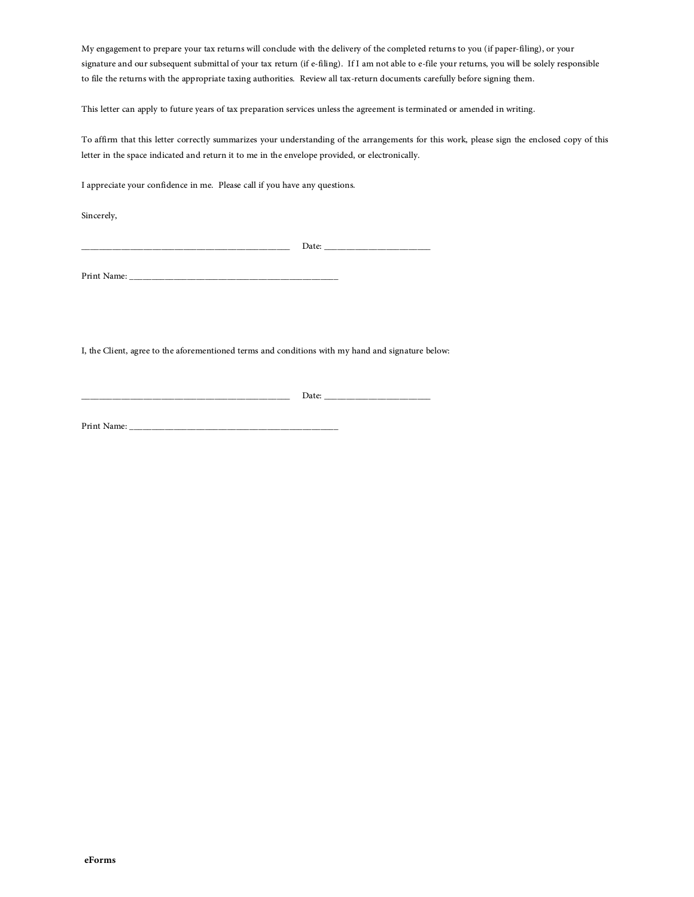My engagement to prepare your tax returns will conclude with the delivery of the completed returns to you (if paper-filing), or your signature and our subsequent submittal of your tax return (if e-filing). If I am not able to e-file your returns, you will be solely responsible to file the returns with the appropriate taxing authorities. Review all tax-return documents carefully before signing them.

This letter can apply to future years of tax preparation services unless the agreement is terminated or amended in writing.

To affirm that this letter correctly summarizes your understanding of the arrangements for this work, please sign the enclosed copy of this letter in the space indicated and return it to me in the envelope provided, or electronically.

I appreciate your confidence in me. Please call if you have any questions.

Sincerely,

_________________________________________ Date: ____________________

Print Name: _________________________________________

I, the Client, agree to the aforementioned terms and conditions with my hand and signature below:

_________________________________________ Date: ____________________

Print Name: _________________________________________